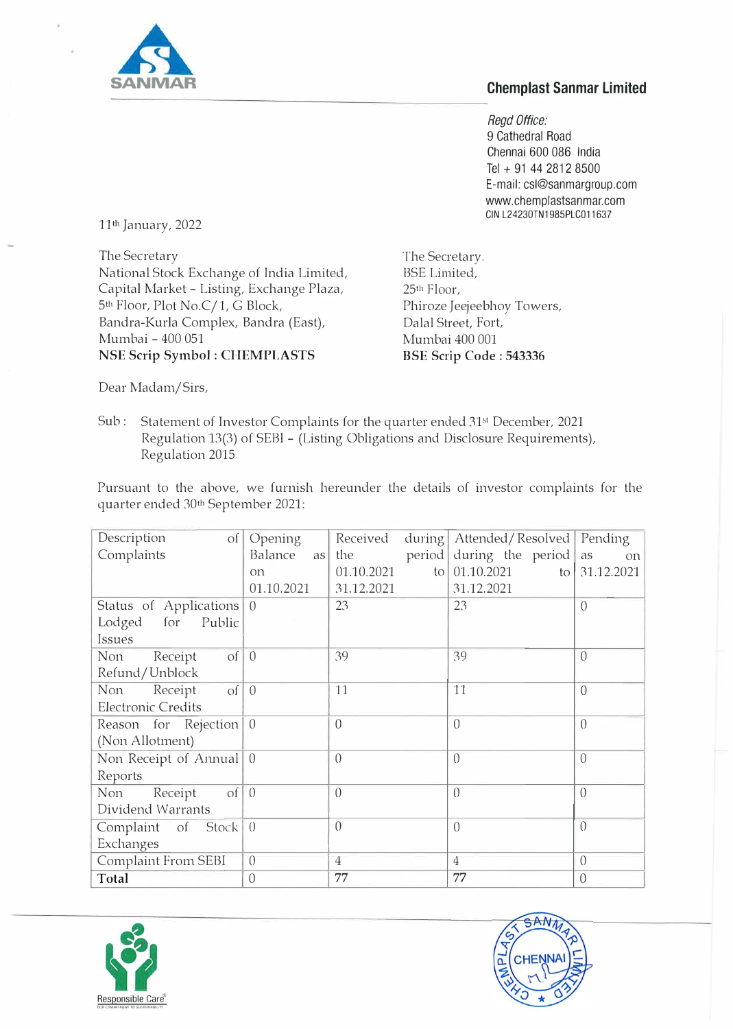**Chemplast Sanmar Limited**

*Regd Office:*
9 Cathedral Road
Chennai 600 086 India
Tel + 91 44 2812 8500
E-mail: csl@sanmargroup.com
www.chemplastsanmar.com
CIN L24230TN1985PLC011637

11th January, 2022

The Secretary
National Stock Exchange of India Limited,
Capital Market - Listing, Exchange Plaza,
5th Floor, Plot No.C/1, G Block,
Bandra-Kurla Complex, Bandra (East),
Mumbai - 400 051
**NSE Scrip Symbol : CHEMPLASTS**

The Secretary.
BSE Limited,
25th Floor,
Phiroze Jeejeebhoy Towers,
Dalal Street, Fort,
Mumbai 400 001
**BSE Scrip Code : 543336**

Dear Madam/Sirs,

Sub : Statement of Investor Complaints for the quarter ended 31st December, 2021 Regulation 13(3) of SEBI - (Listing Obligations and Disclosure Requirements), Regulation 2015

Pursuant to the above, we furnish hereunder the details of investor complaints for the quarter ended 30th September 2021:

| Description of Complaints | Opening Balance as on 01.10.2021 | Received during the period 01.10.2021 to 31.12.2021 | Attended/Resolved during the period 01.10.2021 to 31.12.2021 | Pending as on 31.12.2021 |
|---|---|---|---|---|
| Status of Applications Lodged for Public Issues | 0 | 23 | 23 | 0 |
| Non Receipt of Refund/Unblock | 0 | 39 | 39 | 0 |
| Non Receipt of Electronic Credits | 0 | 11 | 11 | 0 |
| Reason for Rejection (Non Allotment) | 0 | 0 | 0 | 0 |
| Non Receipt of Annual Reports | 0 | 0 | 0 | 0 |
| Non Receipt of Dividend Warrants | 0 | 0 | 0 | 0 |
| Complaint of Stock Exchanges | 0 | 0 | 0 | 0 |
| Complaint From SEBI | 0 | 4 | 4 | 0 |
| **Total** | 0 | 77 | 77 | 0 |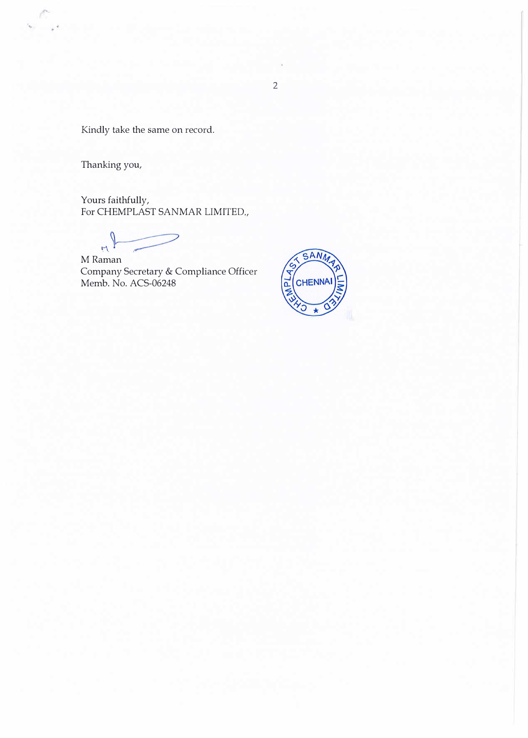Kindly take the same on record.

Thanking you,

Yours faithfully,
For CHEMPLAST SANMAR LIMITED.,

M Raman
Company Secretary & Compliance Officer
Memb. No. ACS-06248